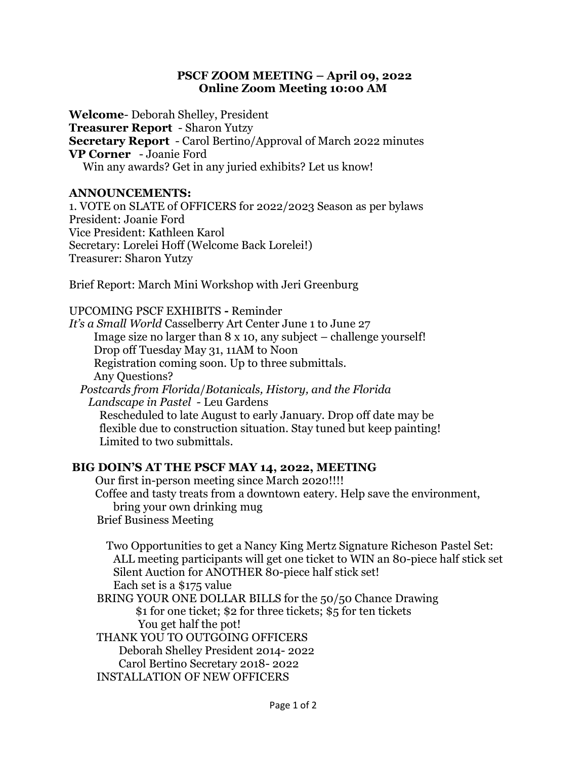# PSCF ZOOM MEETING – April 09, 2022
## Online Zoom Meeting 10:00 AM

**Welcome**- Deborah Shelley, President
**Treasurer Report** - Sharon Yutzy
**Secretary Report** - Carol Bertino/Approval of March 2022 minutes
**VP Corner** - Joanie Ford
Win any awards? Get in any juried exhibits? Let us know!

**ANNOUNCEMENTS:**

1. VOTE on SLATE of OFFICERS for 2022/2023 Season as per bylaws
President: Joanie Ford
Vice President: Kathleen Karol
Secretary: Lorelei Hoff (Welcome Back Lorelei!)
Treasurer: Sharon Yutzy

Brief Report: March Mini Workshop with Jeri Greenburg

UPCOMING PSCF EXHIBITS **-** Reminder

*It's a Small World* Casselberry Art Center June 1 to June 27
Image size no larger than 8 x 10, any subject – challenge yourself!
Drop off Tuesday May 31, 11AM to Noon
Registration coming soon. Up to three submittals.
Any Questions?

*Postcards from Florida/Botanicals, History, and the Florida Landscape in Pastel* - Leu Gardens
Rescheduled to late August to early January. Drop off date may be flexible due to construction situation. Stay tuned but keep painting!
Limited to two submittals.

**BIG DOIN'S AT THE PSCF MAY 14, 2022, MEETING**

Our first in-person meeting since March 2020!!!!
Coffee and tasty treats from a downtown eatery. Help save the environment, bring your own drinking mug
Brief Business Meeting

Two Opportunities to get a Nancy King Mertz Signature Richeson Pastel Set:
ALL meeting participants will get one ticket to WIN an 80-piece half stick set
Silent Auction for ANOTHER 80-piece half stick set!
Each set is a $175 value

BRING YOUR ONE DOLLAR BILLS for the 50/50 Chance Drawing
$1 for one ticket; $2 for three tickets; $5 for ten tickets
You get half the pot!

THANK YOU TO OUTGOING OFFICERS
Deborah Shelley President 2014- 2022
Carol Bertino Secretary 2018- 2022

INSTALLATION OF NEW OFFICERS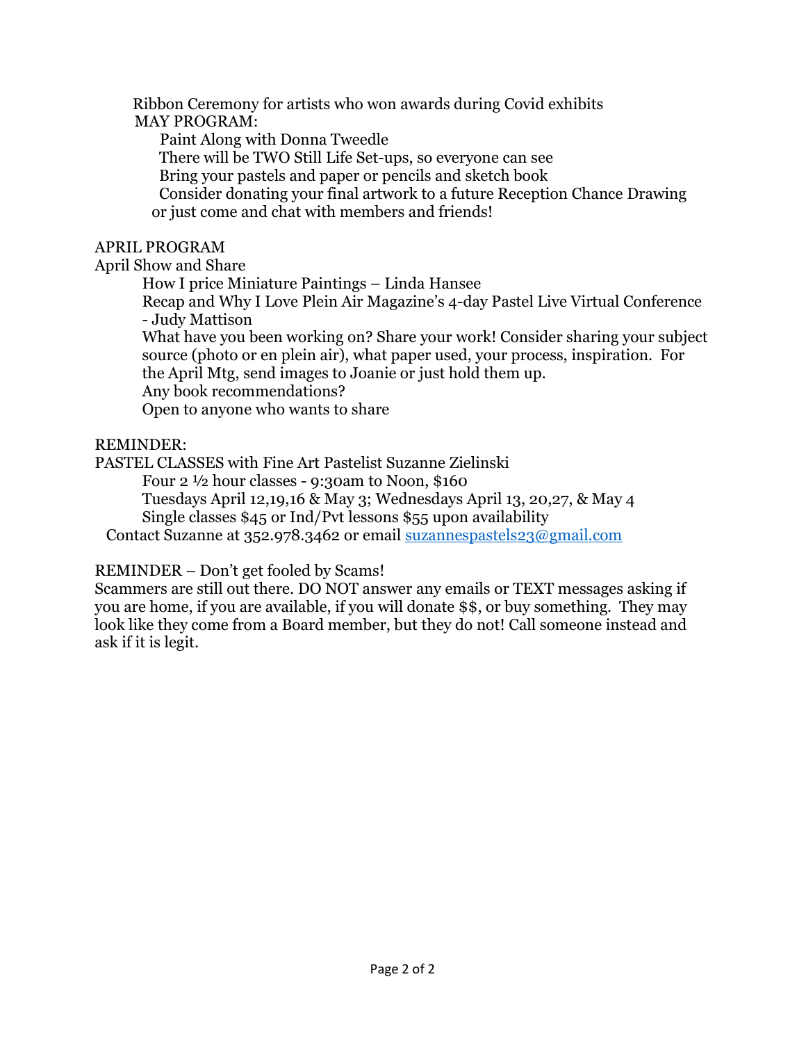Ribbon Ceremony for artists who won awards during Covid exhibits

MAY PROGRAM:

Paint Along with Donna Tweedle

There will be TWO Still Life Set-ups, so everyone can see

Bring your pastels and paper or pencils and sketch book

Consider donating your final artwork to a future Reception Chance Drawing or just come and chat with members and friends!

APRIL PROGRAM

April Show and Share

How I price Miniature Paintings – Linda Hansee

Recap and Why I Love Plein Air Magazine's 4-day Pastel Live Virtual Conference - Judy Mattison

What have you been working on? Share your work! Consider sharing your subject source (photo or en plein air), what paper used, your process, inspiration. For the April Mtg, send images to Joanie or just hold them up.

Any book recommendations?

Open to anyone who wants to share

REMINDER:

PASTEL CLASSES with Fine Art Pastelist Suzanne Zielinski

Four 2 ½ hour classes - 9:30am to Noon, $160

Tuesdays April 12,19,16 & May 3; Wednesdays April 13, 20,27, & May 4

Single classes $45 or Ind/Pvt lessons $55 upon availability

Contact Suzanne at 352.978.3462 or email suzannespastels23@gmail.com

REMINDER – Don't get fooled by Scams!

Scammers are still out there. DO NOT answer any emails or TEXT messages asking if you are home, if you are available, if you will donate $$, or buy something. They may look like they come from a Board member, but they do not! Call someone instead and ask if it is legit.